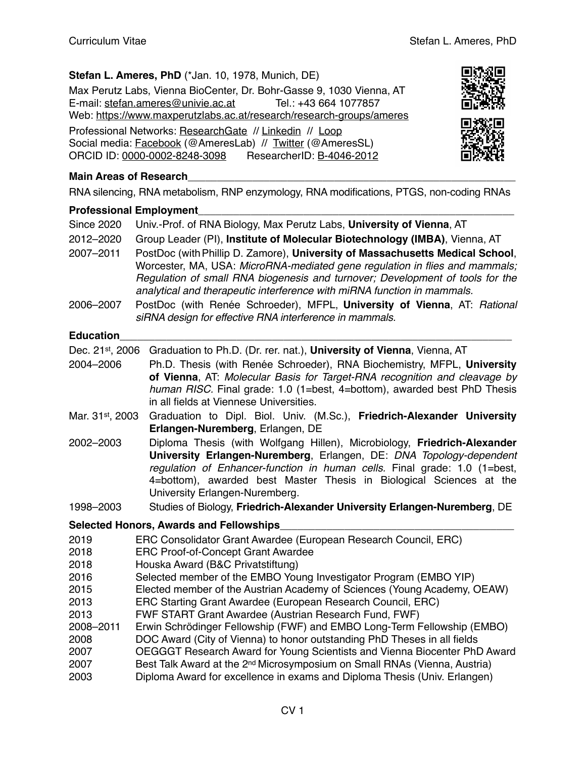**Stefan L. Ameres, PhD** (*Jan. 10, 1978, Munich, DE)

Max Perutz Labs, Vienna BioCenter, Dr. Bohr-Gasse 9, 1030 Vienna, AT
E-mail: stefan.ameres@univie.ac.at Tel.: +43 664 1077857
Web: https://www.maxperutzlabs.ac.at/research/research-groups/ameres

Professional Networks: ResearchGate // Linkedin // Loop
Social media: Facebook (@AmeresLab) // Twitter (@AmeresSL)
ORCID ID: 0000-0002-8248-3098 ResearcherID: B-4046-2012

## Main Areas of Research

RNA silencing, RNA metabolism, RNP enzymology, RNA modifications, PTGS, non-coding RNAs

## Professional Employment

| | |
|---|---|
| Since 2020 | Univ.-Prof. of RNA Biology, Max Perutz Labs, **University of Vienna**, AT |
| 2012–2020 | Group Leader (PI), **Institute of Molecular Biotechnology (IMBA)**, Vienna, AT |
| 2007–2011 | PostDoc (with Phillip D. Zamore), **University of Massachusetts Medical School**, Worcester, MA, USA: *MicroRNA-mediated gene regulation in flies and mammals; Regulation of small RNA biogenesis and turnover; Development of tools for the analytical and therapeutic interference with miRNA function in mammals.* |
| 2006–2007 | PostDoc (with Renée Schroeder), MFPL, **University of Vienna**, AT: *Rational siRNA design for effective RNA interference in mammals.* |

## Education

| | |
|---|---|
| Dec. 21st, 2006 | Graduation to Ph.D. (Dr. rer. nat.), **University of Vienna**, Vienna, AT |
| 2004–2006 | Ph.D. Thesis (with Renée Schroeder), RNA Biochemistry, MFPL, **University of Vienna**, AT: *Molecular Basis for Target-RNA recognition and cleavage by human RISC.* Final grade: 1.0 (1=best, 4=bottom), awarded best PhD Thesis in all fields at Viennese Universities. |
| Mar. 31st, 2003 | Graduation to Dipl. Biol. Univ. (M.Sc.), **Friedrich-Alexander University Erlangen-Nuremberg**, Erlangen, DE |
| 2002–2003 | Diploma Thesis (with Wolfgang Hillen), Microbiology, **Friedrich-Alexander University Erlangen-Nuremberg**, Erlangen, DE: *DNA Topology-dependent regulation of Enhancer-function in human cells.* Final grade: 1.0 (1=best, 4=bottom), awarded best Master Thesis in Biological Sciences at the University Erlangen-Nuremberg. |
| 1998–2003 | Studies of Biology, **Friedrich-Alexander University Erlangen-Nuremberg**, DE |

## Selected Honors, Awards and Fellowships

| | |
|---|---|
| 2019 | ERC Consolidator Grant Awardee (European Research Council, ERC) |
| 2018 | ERC Proof-of-Concept Grant Awardee |
| 2018 | Houska Award (B&C Privatstiftung) |
| 2016 | Selected member of the EMBO Young Investigator Program (EMBO YIP) |
| 2015 | Elected member of the Austrian Academy of Sciences (Young Academy, OEAW) |
| 2013 | ERC Starting Grant Awardee (European Research Council, ERC) |
| 2013 | FWF START Grant Awardee (Austrian Research Fund, FWF) |
| 2008–2011 | Erwin Schrödinger Fellowship (FWF) and EMBO Long-Term Fellowship (EMBO) |
| 2008 | DOC Award (City of Vienna) to honor outstanding PhD Theses in all fields |
| 2007 | OEGGGT Research Award for Young Scientists and Vienna Biocenter PhD Award |
| 2007 | Best Talk Award at the 2nd Microsymposium on Small RNAs (Vienna, Austria) |
| 2003 | Diploma Award for excellence in exams and Diploma Thesis (Univ. Erlangen) |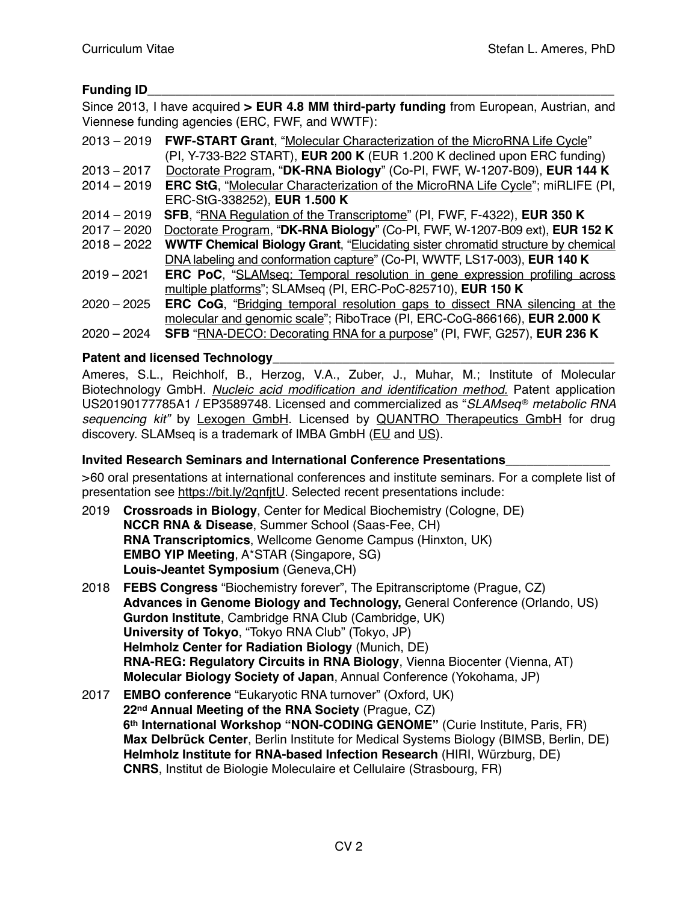## Funding ID

Since 2013, I have acquired **> EUR 4.8 MM third-party funding** from European, Austrian, and Viennese funding agencies (ERC, FWF, and WWTF):

2013 – 2019 **FWF-START Grant**, "Molecular Characterization of the MicroRNA Life Cycle" (PI, Y-733-B22 START), **EUR 200 K** (EUR 1.200 K declined upon ERC funding)

2013 – 2017 Doctorate Program, "**DK-RNA Biology**" (Co-PI, FWF, W-1207-B09), **EUR 144 K**

2014 – 2019 **ERC StG**, "Molecular Characterization of the MicroRNA Life Cycle"; miRLIFE (PI, ERC-StG-338252), **EUR 1.500 K**

2014 – 2019 **SFB**, "RNA Regulation of the Transcriptome" (PI, FWF, F-4322), **EUR 350 K**

2017 – 2020 Doctorate Program, "**DK-RNA Biology**" (Co-PI, FWF, W-1207-B09 ext), **EUR 152 K**

2018 – 2022 **WWTF Chemical Biology Grant**, "Elucidating sister chromatid structure by chemical DNA labeling and conformation capture" (Co-PI, WWTF, LS17-003), **EUR 140 K**

2019 – 2021 **ERC PoC**, "SLAMseq: Temporal resolution in gene expression profiling across multiple platforms"; SLAMseq (PI, ERC-PoC-825710), **EUR 150 K**

2020 – 2025 **ERC CoG**, "Bridging temporal resolution gaps to dissect RNA silencing at the molecular and genomic scale"; RiboTrace (PI, ERC-CoG-866166), **EUR 2.000 K**

2020 – 2024 **SFB** "RNA-DECO: Decorating RNA for a purpose" (PI, FWF, G257), **EUR 236 K**

## Patent and licensed Technology

Ameres, S.L., Reichholf, B., Herzog, V.A., Zuber, J., Muhar, M.; Institute of Molecular Biotechnology GmbH. *Nucleic acid modification and identification method.* Patent application US20190177785A1 / EP3589748. Licensed and commercialized as "*SLAMseq® metabolic RNA sequencing kit"* by Lexogen GmbH. Licensed by QUANTRO Therapeutics GmbH for drug discovery. SLAMseq is a trademark of IMBA GmbH (EU and US).

## Invited Research Seminars and International Conference Presentations

>60 oral presentations at international conferences and institute seminars. For a complete list of presentation see https://bit.ly/2qnfjtU. Selected recent presentations include:

**2019**
- **Crossroads in Biology**, Center for Medical Biochemistry (Cologne, DE)
- **NCCR RNA & Disease**, Summer School (Saas-Fee, CH)
- **RNA Transcriptomics**, Wellcome Genome Campus (Hinxton, UK)
- **EMBO YIP Meeting**, A*STAR (Singapore, SG)
- **Louis-Jeantet Symposium** (Geneva,CH)

**2018**
- **FEBS Congress** "Biochemistry forever", The Epitranscriptome (Prague, CZ)
- **Advances in Genome Biology and Technology,** General Conference (Orlando, US)
- **Gurdon Institute**, Cambridge RNA Club (Cambridge, UK)
- **University of Tokyo**, "Tokyo RNA Club" (Tokyo, JP)
- **Helmholz Center for Radiation Biology** (Munich, DE)
- **RNA-REG: Regulatory Circuits in RNA Biology**, Vienna Biocenter (Vienna, AT)
- **Molecular Biology Society of Japan**, Annual Conference (Yokohama, JP)

**2017**
- **EMBO conference** "Eukaryotic RNA turnover" (Oxford, UK)
- **22nd Annual Meeting of the RNA Society** (Prague, CZ)
- **6th International Workshop "NON-CODING GENOME"** (Curie Institute, Paris, FR)
- **Max Delbrück Center**, Berlin Institute for Medical Systems Biology (BIMSB, Berlin, DE)
- **Helmholz Institute for RNA-based Infection Research** (HIRI, Würzburg, DE)
- **CNRS**, Institut de Biologie Moleculaire et Cellulaire (Strasbourg, FR)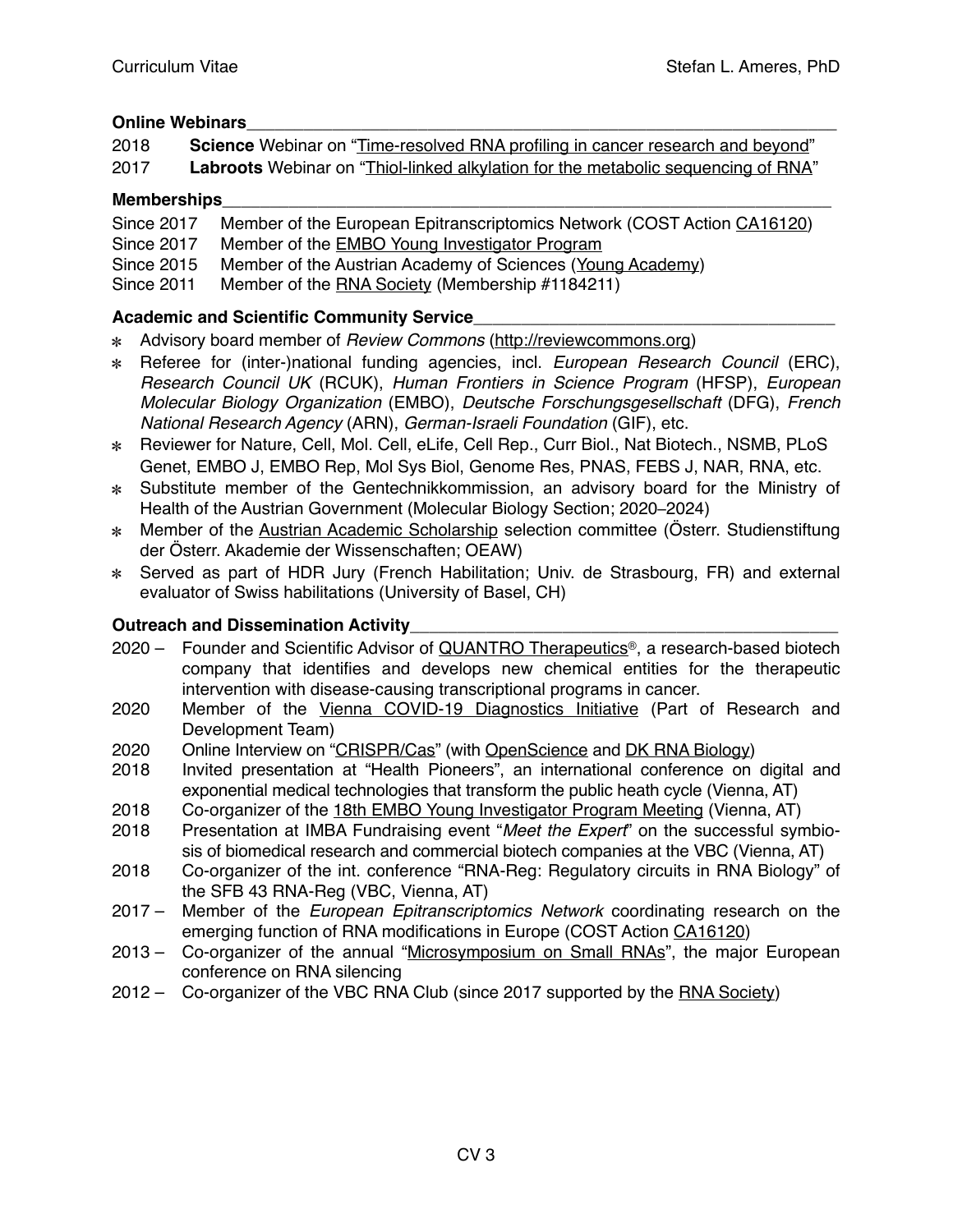## Online Webinars

2018 **Science** Webinar on "Time-resolved RNA profiling in cancer research and beyond"
2017 **Labroots** Webinar on "Thiol-linked alkylation for the metabolic sequencing of RNA"

## Memberships

Since 2017 Member of the European Epitranscriptomics Network (COST Action CA16120)
Since 2017 Member of the EMBO Young Investigator Program
Since 2015 Member of the Austrian Academy of Sciences (Young Academy)
Since 2011 Member of the RNA Society (Membership #1184211)

## Academic and Scientific Community Service

- Advisory board member of *Review Commons* (http://reviewcommons.org)
- Referee for (inter-)national funding agencies, incl. *European Research Council* (ERC), *Research Council UK* (RCUK), *Human Frontiers in Science Program* (HFSP), *European Molecular Biology Organization* (EMBO), *Deutsche Forschungsgesellschaft* (DFG), *French National Research Agency* (ARN), *German-Israeli Foundation* (GIF), etc.
- Reviewer for Nature, Cell, Mol. Cell, eLife, Cell Rep., Curr Biol., Nat Biotech., NSMB, PLoS Genet, EMBO J, EMBO Rep, Mol Sys Biol, Genome Res, PNAS, FEBS J, NAR, RNA, etc.
- Substitute member of the Gentechnikkommission, an advisory board for the Ministry of Health of the Austrian Government (Molecular Biology Section; 2020–2024)
- Member of the Austrian Academic Scholarship selection committee (Österr. Studienstiftung der Österr. Akademie der Wissenschaften; OEAW)
- Served as part of HDR Jury (French Habilitation; Univ. de Strasbourg, FR) and external evaluator of Swiss habilitations (University of Basel, CH)

## Outreach and Dissemination Activity

2020 – Founder and Scientific Advisor of QUANTRO Therapeutics®, a research-based biotech company that identifies and develops new chemical entities for the therapeutic intervention with disease-causing transcriptional programs in cancer.
2020 Member of the Vienna COVID-19 Diagnostics Initiative (Part of Research and Development Team)
2020 Online Interview on "CRISPR/Cas" (with OpenScience and DK RNA Biology)
2018 Invited presentation at "Health Pioneers", an international conference on digital and exponential medical technologies that transform the public heath cycle (Vienna, AT)
2018 Co-organizer of the 18th EMBO Young Investigator Program Meeting (Vienna, AT)
2018 Presentation at IMBA Fundraising event "*Meet the Expert*" on the successful symbiosis of biomedical research and commercial biotech companies at the VBC (Vienna, AT)
2018 Co-organizer of the int. conference "RNA-Reg: Regulatory circuits in RNA Biology" of the SFB 43 RNA-Reg (VBC, Vienna, AT)
2017 – Member of the *European Epitranscriptomics Network* coordinating research on the emerging function of RNA modifications in Europe (COST Action CA16120)
2013 – Co-organizer of the annual "Microsymposium on Small RNAs", the major European conference on RNA silencing
2012 – Co-organizer of the VBC RNA Club (since 2017 supported by the RNA Society)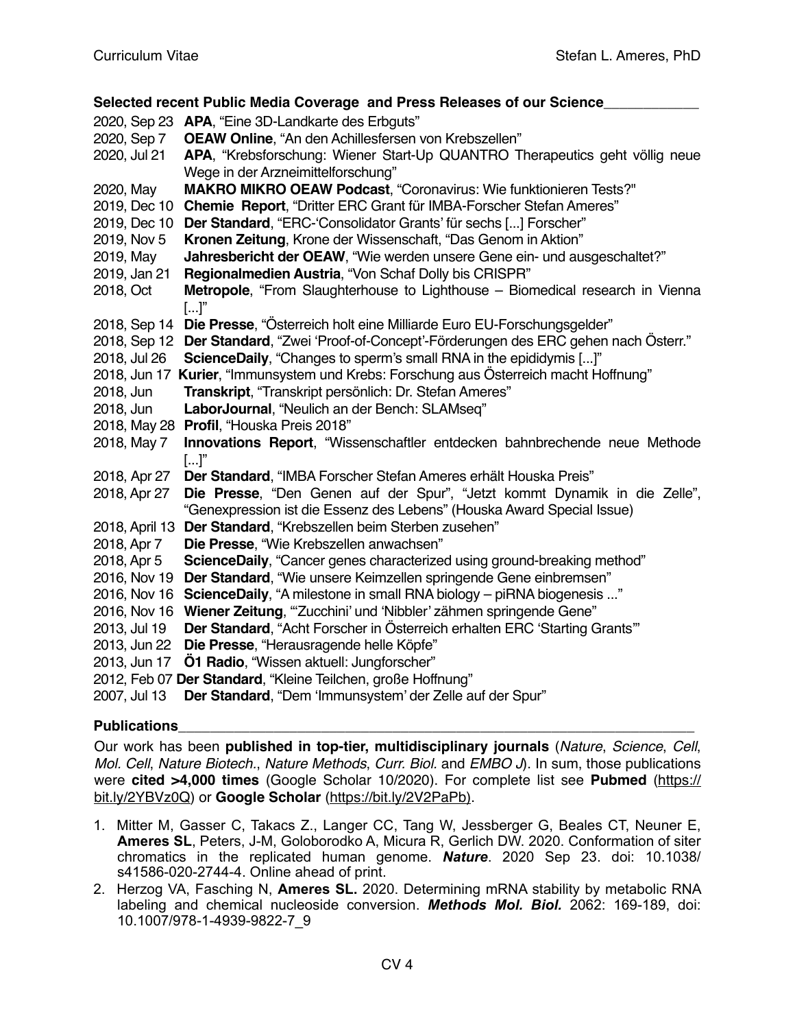### Selected recent Public Media Coverage and Press Releases of our Science

- 2020, Sep 23 **APA**, "Eine 3D-Landkarte des Erbguts"
- 2020, Sep 7 **OEAW Online**, "An den Achillesfersen von Krebszellen"
- 2020, Jul 21 **APA**, "Krebsforschung: Wiener Start-Up QUANTRO Therapeutics geht völlig neue Wege in der Arzneimittelforschung"
- 2020, May **MAKRO MIKRO OEAW Podcast**, "Coronavirus: Wie funktionieren Tests?"
- 2019, Dec 10 **Chemie Report**, "Dritter ERC Grant für IMBA-Forscher Stefan Ameres"
- 2019, Dec 10 **Der Standard**, "ERC-'Consolidator Grants' für sechs [...] Forscher"
- 2019, Nov 5 **Kronen Zeitung**, Krone der Wissenschaft, "Das Genom in Aktion"
- 2019, May **Jahresbericht der OEAW**, "Wie werden unsere Gene ein- und ausgeschaltet?"
- 2019, Jan 21 **Regionalmedien Austria**, "Von Schaf Dolly bis CRISPR"
- 2018, Oct **Metropole**, "From Slaughterhouse to Lighthouse – Biomedical research in Vienna [...]"
- 2018, Sep 14 **Die Presse**, "Österreich holt eine Milliarde Euro EU-Forschungsgelder"
- 2018, Sep 12 **Der Standard**, "Zwei 'Proof-of-Concept'-Förderungen des ERC gehen nach Österr."
- 2018, Jul 26 **ScienceDaily**, "Changes to sperm's small RNA in the epididymis [...]"
- 2018, Jun 17 **Kurier**, "Immunsystem und Krebs: Forschung aus Österreich macht Hoffnung"
- 2018, Jun **Transkript**, "Transkript persönlich: Dr. Stefan Ameres"
- 2018, Jun **LaborJournal**, "Neulich an der Bench: SLAMseq"
- 2018, May 28 **Profil**, "Houska Preis 2018"
- 2018, May 7 **Innovations Report**, "Wissenschaftler entdecken bahnbrechende neue Methode [...]"
- 2018, Apr 27 **Der Standard**, "IMBA Forscher Stefan Ameres erhält Houska Preis"
- 2018, Apr 27 **Die Presse**, "Den Genen auf der Spur", "Jetzt kommt Dynamik in die Zelle", "Genexpression ist die Essenz des Lebens" (Houska Award Special Issue)
- 2018, April 13 **Der Standard**, "Krebszellen beim Sterben zusehen"
- 2018, Apr 7 **Die Presse**, "Wie Krebszellen anwachsen"
- 2018, Apr 5 **ScienceDaily**, "Cancer genes characterized using ground-breaking method"
- 2016, Nov 19 **Der Standard**, "Wie unsere Keimzellen springende Gene einbremsen"
- 2016, Nov 16 **ScienceDaily**, "A milestone in small RNA biology – piRNA biogenesis ..."
- 2016, Nov 16 **Wiener Zeitung**, "'Zucchini' und 'Nibbler' zähmen springende Gene"
- 2013, Jul 19 **Der Standard**, "Acht Forscher in Österreich erhalten ERC 'Starting Grants'"
- 2013, Jun 22 **Die Presse**, "Herausragende helle Köpfe"
- 2013, Jun 17 **Ö1 Radio**, "Wissen aktuell: Jungforscher"
- 2012, Feb 07 **Der Standard**, "Kleine Teilchen, große Hoffnung"
- 2007, Jul 13 **Der Standard**, "Dem 'Immunsystem' der Zelle auf der Spur"

### Publications

Our work has been **published in top-tier, multidisciplinary journals** (*Nature*, *Science*, *Cell*, *Mol. Cell*, *Nature Biotech.*, *Nature Methods*, *Curr. Biol.* and *EMBO J*). In sum, those publications were **cited >4,000 times** (Google Scholar 10/2020). For complete list see **Pubmed** (https://bit.ly/2YBVz0Q) or **Google Scholar** (https://bit.ly/2V2PaPb).

1. Mitter M, Gasser C, Takacs Z., Langer CC, Tang W, Jessberger G, Beales CT, Neuner E, **Ameres SL**, Peters, J-M, Goloborodko A, Micura R, Gerlich DW. 2020. Conformation of siter chromatics in the replicated human genome. ***Nature***. 2020 Sep 23. doi: 10.1038/s41586-020-2744-4. Online ahead of print.
2. Herzog VA, Fasching N, **Ameres SL.** 2020. Determining mRNA stability by metabolic RNA labeling and chemical nucleoside conversion. ***Methods Mol. Biol.*** 2062: 169-189, doi: 10.1007/978-1-4939-9822-7_9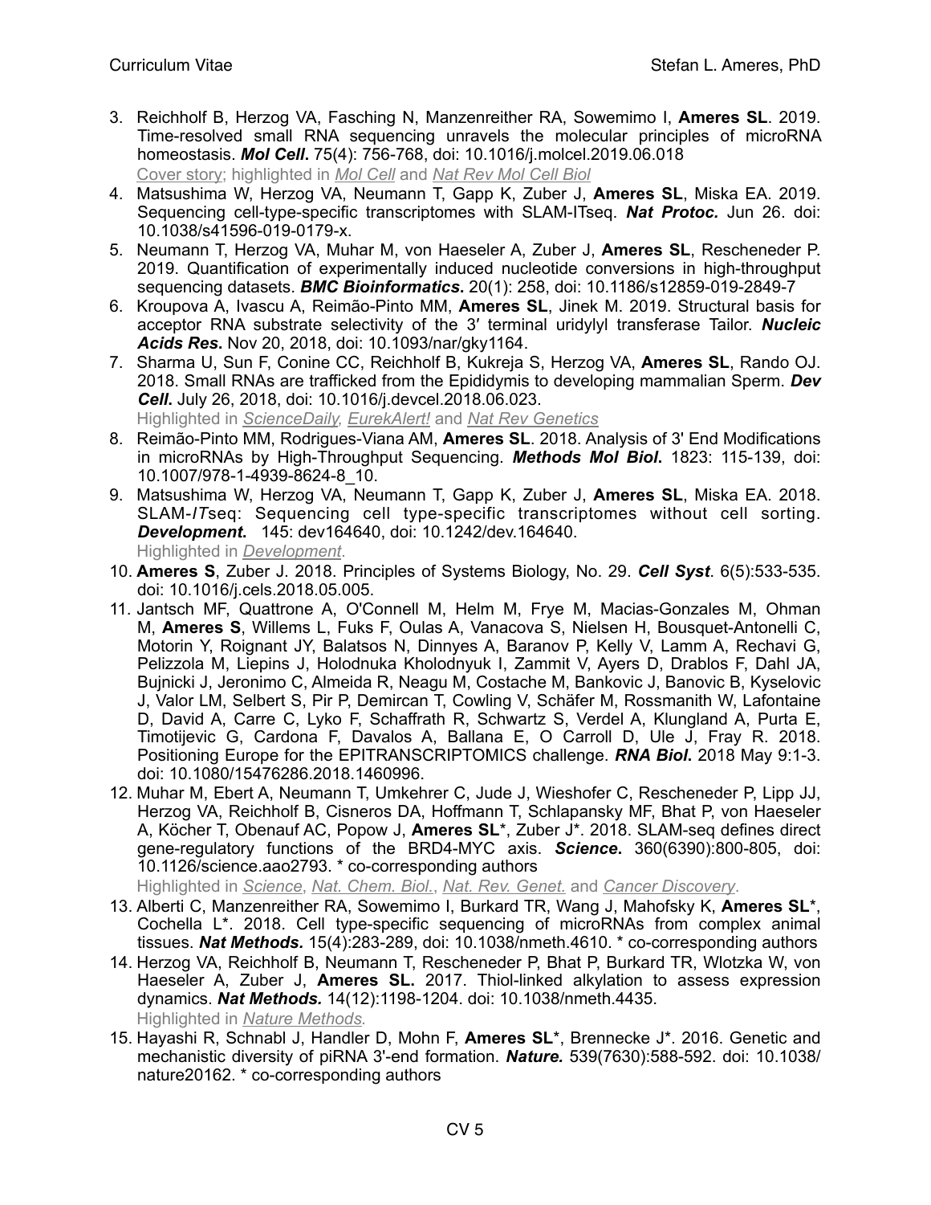3. Reichholf B, Herzog VA, Fasching N, Manzenreither RA, Sowemimo I, **Ameres SL**. 2019. Time-resolved small RNA sequencing unravels the molecular principles of microRNA homeostasis. ***Mol Cell***. 75(4): 756-768, doi: 10.1016/j.molcel.2019.06.018
   Cover story; highlighted in *Mol Cell* and *Nat Rev Mol Cell Biol*
4. Matsushima W, Herzog VA, Neumann T, Gapp K, Zuber J, **Ameres SL**, Miska EA. 2019. Sequencing cell-type-specific transcriptomes with SLAM-ITseq. ***Nat Protoc.*** Jun 26. doi: 10.1038/s41596-019-0179-x.
5. Neumann T, Herzog VA, Muhar M, von Haeseler A, Zuber J, **Ameres SL**, Rescheneder P. 2019. Quantification of experimentally induced nucleotide conversions in high-throughput sequencing datasets. ***BMC Bioinformatics***. 20(1): 258, doi: 10.1186/s12859-019-2849-7
6. Kroupova A, Ivascu A, Reimão-Pinto MM, **Ameres SL**, Jinek M. 2019. Structural basis for acceptor RNA substrate selectivity of the 3′ terminal uridylyl transferase Tailor. ***Nucleic Acids Res***. Nov 20, 2018, doi: 10.1093/nar/gky1164.
7. Sharma U, Sun F, Conine CC, Reichholf B, Kukreja S, Herzog VA, **Ameres SL**, Rando OJ. 2018. Small RNAs are trafficked from the Epididymis to developing mammalian Sperm. ***Dev Cell***. July 26, 2018, doi: 10.1016/j.devcel.2018.06.023.
   Highlighted in *ScienceDaily*, *EurekAlert!* and *Nat Rev Genetics*
8. Reimão-Pinto MM, Rodrigues-Viana AM, **Ameres SL**. 2018. Analysis of 3' End Modifications in microRNAs by High-Throughput Sequencing. ***Methods Mol Biol***. 1823: 115-139, doi: 10.1007/978-1-4939-8624-8_10.
9. Matsushima W, Herzog VA, Neumann T, Gapp K, Zuber J, **Ameres SL**, Miska EA. 2018. SLAM-*IT*seq: Sequencing cell type-specific transcriptomes without cell sorting. ***Development***. 145: dev164640, doi: 10.1242/dev.164640.
   Highlighted in *Development*.
10. **Ameres S**, Zuber J. 2018. Principles of Systems Biology, No. 29. ***Cell Syst***. 6(5):533-535. doi: 10.1016/j.cels.2018.05.005.
11. Jantsch MF, Quattrone A, O'Connell M, Helm M, Frye M, Macias-Gonzales M, Ohman M, **Ameres S**, Willems L, Fuks F, Oulas A, Vanacova S, Nielsen H, Bousquet-Antonelli C, Motorin Y, Roignant JY, Balatsos N, Dinnyes A, Baranov P, Kelly V, Lamm A, Rechavi G, Pelizzola M, Liepins J, Holodnuka Kholodnyuk I, Zammit V, Ayers D, Drablos F, Dahl JA, Bujnicki J, Jeronimo C, Almeida R, Neagu M, Costache M, Bankovic J, Banovic B, Kyselovic J, Valor LM, Selbert S, Pir P, Demircan T, Cowling V, Schäfer M, Rossmanith W, Lafontaine D, David A, Carre C, Lyko F, Schaffrath R, Schwartz S, Verdel A, Klungland A, Purta E, Timotijevic G, Cardona F, Davalos A, Ballana E, O Carroll D, Ule J, Fray R. 2018. Positioning Europe for the EPITRANSCRIPTOMICS challenge. ***RNA Biol***. 2018 May 9:1-3. doi: 10.1080/15476286.2018.1460996.
12. Muhar M, Ebert A, Neumann T, Umkehrer C, Jude J, Wieshofer C, Rescheneder P, Lipp JJ, Herzog VA, Reichholf B, Cisneros DA, Hoffmann T, Schlapansky MF, Bhat P, von Haeseler A, Köcher T, Obenauf AC, Popow J, **Ameres SL***, Zuber J*. 2018. SLAM-seq defines direct gene-regulatory functions of the BRD4-MYC axis. ***Science***. 360(6390):800-805, doi: 10.1126/science.aao2793. * co-corresponding authors
    Highlighted in *Science*, *Nat. Chem. Biol.*, *Nat. Rev. Genet.* and *Cancer Discovery*.
13. Alberti C, Manzenreither RA, Sowemimo I, Burkard TR, Wang J, Mahofsky K, **Ameres SL***, Cochella L*. 2018. Cell type-specific sequencing of microRNAs from complex animal tissues. ***Nat Methods.*** 15(4):283-289, doi: 10.1038/nmeth.4610. * co-corresponding authors
14. Herzog VA, Reichholf B, Neumann T, Rescheneder P, Bhat P, Burkard TR, Wlotzka W, von Haeseler A, Zuber J, **Ameres SL.** 2017. Thiol-linked alkylation to assess expression dynamics. ***Nat Methods.*** 14(12):1198-1204. doi: 10.1038/nmeth.4435.
    Highlighted in *Nature Methods*.
15. Hayashi R, Schnabl J, Handler D, Mohn F, **Ameres SL***, Brennecke J*. 2016. Genetic and mechanistic diversity of piRNA 3'-end formation. ***Nature.*** 539(7630):588-592. doi: 10.1038/nature20162. * co-corresponding authors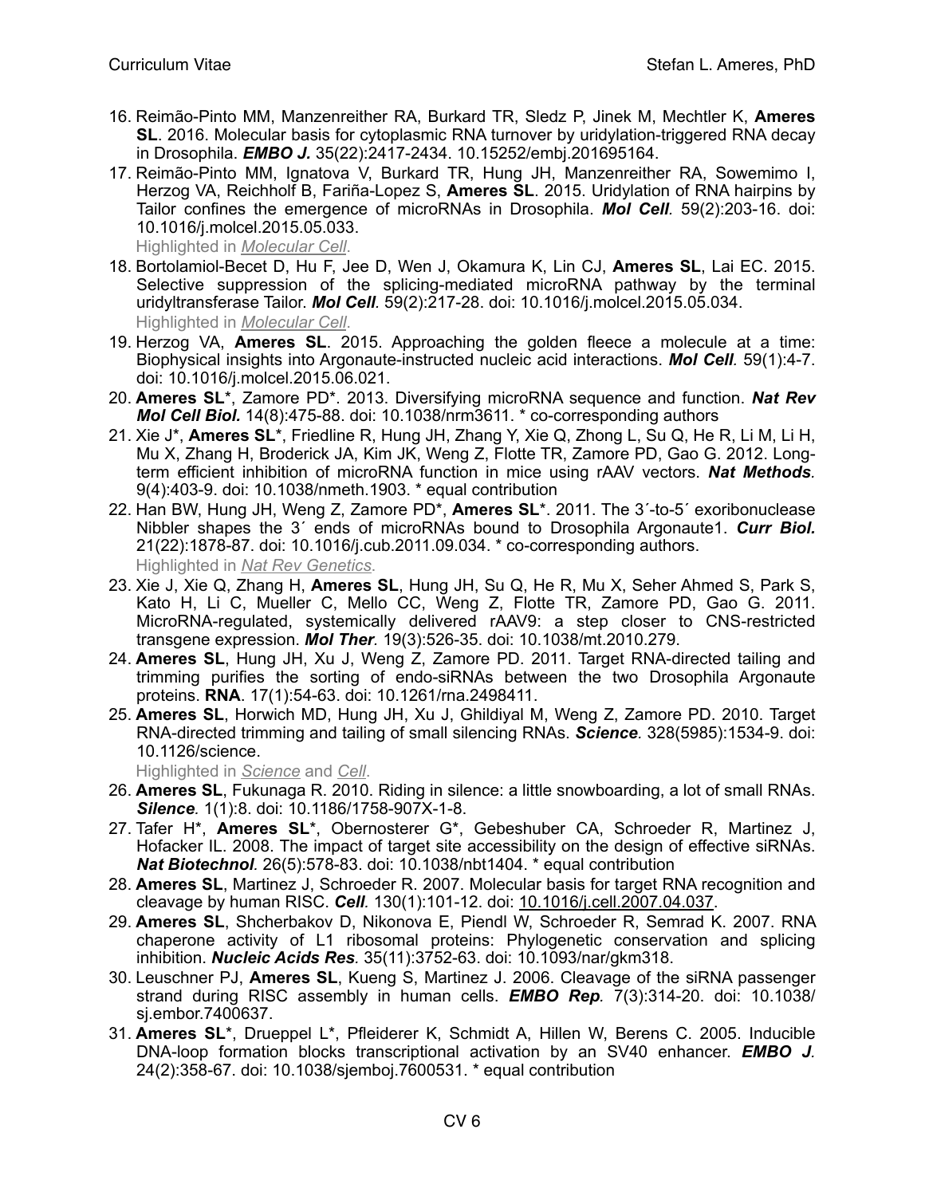16. Reimão-Pinto MM, Manzenreither RA, Burkard TR, Sledz P, Jinek M, Mechtler K, **Ameres SL**. 2016. Molecular basis for cytoplasmic RNA turnover by uridylation-triggered RNA decay in Drosophila. ***EMBO J.*** 35(22):2417-2434. 10.15252/embj.201695164.
17. Reimão-Pinto MM, Ignatova V, Burkard TR, Hung JH, Manzenreither RA, Sowemimo I, Herzog VA, Reichholf B, Fariña-Lopez S, **Ameres SL**. 2015. Uridylation of RNA hairpins by Tailor confines the emergence of microRNAs in Drosophila. ***Mol Cell.*** 59(2):203-16. doi: 10.1016/j.molcel.2015.05.033.
    Highlighted in *Molecular Cell*.
18. Bortolamiol-Becet D, Hu F, Jee D, Wen J, Okamura K, Lin CJ, **Ameres SL**, Lai EC. 2015. Selective suppression of the splicing-mediated microRNA pathway by the terminal uridyltransferase Tailor. ***Mol Cell***. 59(2):217-28. doi: 10.1016/j.molcel.2015.05.034.
    Highlighted in *Molecular Cell*.
19. Herzog VA, **Ameres SL**. 2015. Approaching the golden fleece a molecule at a time: Biophysical insights into Argonaute-instructed nucleic acid interactions. ***Mol Cell.*** 59(1):4-7. doi: 10.1016/j.molcel.2015.06.021.
20. **Ameres SL***, Zamore PD*. 2013. Diversifying microRNA sequence and function. ***Nat Rev Mol Cell Biol.*** 14(8):475-88. doi: 10.1038/nrm3611. * co-corresponding authors
21. Xie J*, **Ameres SL***, Friedline R, Hung JH, Zhang Y, Xie Q, Zhong L, Su Q, He R, Li M, Li H, Mu X, Zhang H, Broderick JA, Kim JK, Weng Z, Flotte TR, Zamore PD, Gao G. 2012. Long-term efficient inhibition of microRNA function in mice using rAAV vectors. ***Nat Methods.*** 9(4):403-9. doi: 10.1038/nmeth.1903. * equal contribution
22. Han BW, Hung JH, Weng Z, Zamore PD*, **Ameres SL***. 2011. The 3´-to-5´ exoribonuclease Nibbler shapes the 3´ ends of microRNAs bound to Drosophila Argonaute1. ***Curr Biol.*** 21(22):1878-87. doi: 10.1016/j.cub.2011.09.034. * co-corresponding authors.
    Highlighted in *Nat Rev Genetics*.
23. Xie J, Xie Q, Zhang H, **Ameres SL**, Hung JH, Su Q, He R, Mu X, Seher Ahmed S, Park S, Kato H, Li C, Mueller C, Mello CC, Weng Z, Flotte TR, Zamore PD, Gao G. 2011. MicroRNA-regulated, systemically delivered rAAV9: a step closer to CNS-restricted transgene expression. ***Mol Ther.*** 19(3):526-35. doi: 10.1038/mt.2010.279.
24. **Ameres SL**, Hung JH, Xu J, Weng Z, Zamore PD. 2011. Target RNA-directed tailing and trimming purifies the sorting of endo-siRNAs between the two Drosophila Argonaute proteins. **RNA**. 17(1):54-63. doi: 10.1261/rna.2498411.
25. **Ameres SL**, Horwich MD, Hung JH, Xu J, Ghildiyal M, Weng Z, Zamore PD. 2010. Target RNA-directed trimming and tailing of small silencing RNAs. ***Science.*** 328(5985):1534-9. doi: 10.1126/science.
    Highlighted in *Science* and *Cell*.
26. **Ameres SL**, Fukunaga R. 2010. Riding in silence: a little snowboarding, a lot of small RNAs. ***Silence.*** 1(1):8. doi: 10.1186/1758-907X-1-8.
27. Tafer H*, **Ameres SL***, Obernosterer G*, Gebeshuber CA, Schroeder R, Martinez J, Hofacker IL. 2008. The impact of target site accessibility on the design of effective siRNAs. ***Nat Biotechnol.*** 26(5):578-83. doi: 10.1038/nbt1404. * equal contribution
28. **Ameres SL**, Martinez J, Schroeder R. 2007. Molecular basis for target RNA recognition and cleavage by human RISC. ***Cell.*** 130(1):101-12. doi: 10.1016/j.cell.2007.04.037.
29. **Ameres SL**, Shcherbakov D, Nikonova E, Piendl W, Schroeder R, Semrad K. 2007. RNA chaperone activity of L1 ribosomal proteins: Phylogenetic conservation and splicing inhibition. ***Nucleic Acids Res.*** 35(11):3752-63. doi: 10.1093/nar/gkm318.
30. Leuschner PJ, **Ameres SL**, Kueng S, Martinez J. 2006. Cleavage of the siRNA passenger strand during RISC assembly in human cells. ***EMBO Rep.*** 7(3):314-20. doi: 10.1038/sj.embor.7400637.
31. **Ameres SL***, Drueppel L*, Pfleiderer K, Schmidt A, Hillen W, Berens C. 2005. Inducible DNA-loop formation blocks transcriptional activation by an SV40 enhancer. ***EMBO J.*** 24(2):358-67. doi: 10.1038/sjemboj.7600531. * equal contribution